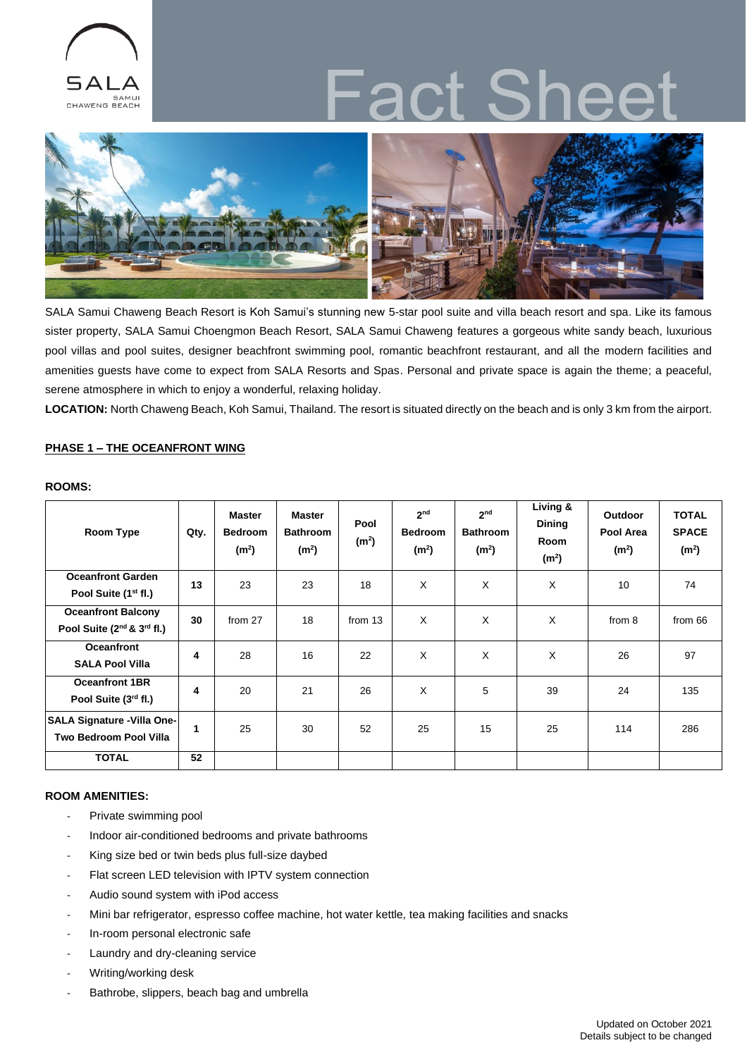# Fact Sheet

SALA Samui Chaweng Beach Resort is Koh Samui's stunning new 5-star pool suite and villa beach resort and spa. Like its famous sister property, SALA Samui Choengmon Beach Resort, SALA Samui Chaweng features a gorgeous white sandy beach, luxurious pool villas and pool suites, designer beachfront swimming pool, romantic beachfront restaurant, and all the modern facilities and amenities guests have come to expect from SALA Resorts and Spas. Personal and private space is again the theme; a peaceful, serene atmosphere in which to enjoy a wonderful, relaxing holiday.

**LOCATION:** North Chaweng Beach, Koh Samui, Thailand. The resort is situated directly on the beach and is only 3 km from the airport.

## PHASE 1 – THE OCEANFRONT WING

**ROOMS:**

| Room Type | Qty. | Master Bedroom ($m^2$) | Master Bathroom ($m^2$) | Pool ($m^2$) | 2nd Bedroom ($m^2$) | 2nd Bathroom ($m^2$) | Living & Dining Room ($m^2$) | Outdoor Pool Area ($m^2$) | TOTAL SPACE ($m^2$) |
|---|---|---|---|---|---|---|---|---|---|
| **Oceanfront Garden Pool Suite (1st fl.)** | **13** | 23 | 23 | 18 | X | X | X | 10 | 74 |
| **Oceanfront Balcony Pool Suite (2nd & 3rd fl.)** | **30** | from 27 | 18 | from 13 | X | X | X | from 8 | from 66 |
| **Oceanfront SALA Pool Villa** | **4** | 28 | 16 | 22 | X | X | X | 26 | 97 |
| **Oceanfront 1BR Pool Suite (3rd fl.)** | **4** | 20 | 21 | 26 | X | 5 | 39 | 24 | 135 |
| **SALA Signature -Villa One-Two Bedroom Pool Villa** | **1** | 25 | 30 | 52 | 25 | 15 | 25 | 114 | 286 |
| **TOTAL** | **52** | | | | | | | | |

**ROOM AMENITIES:**

- Private swimming pool
- Indoor air-conditioned bedrooms and private bathrooms
- King size bed or twin beds plus full-size daybed
- Flat screen LED television with IPTV system connection
- Audio sound system with iPod access
- Mini bar refrigerator, espresso coffee machine, hot water kettle, tea making facilities and snacks
- In-room personal electronic safe
- Laundry and dry-cleaning service
- Writing/working desk
- Bathrobe, slippers, beach bag and umbrella

Updated on October 2021
Details subject to be changed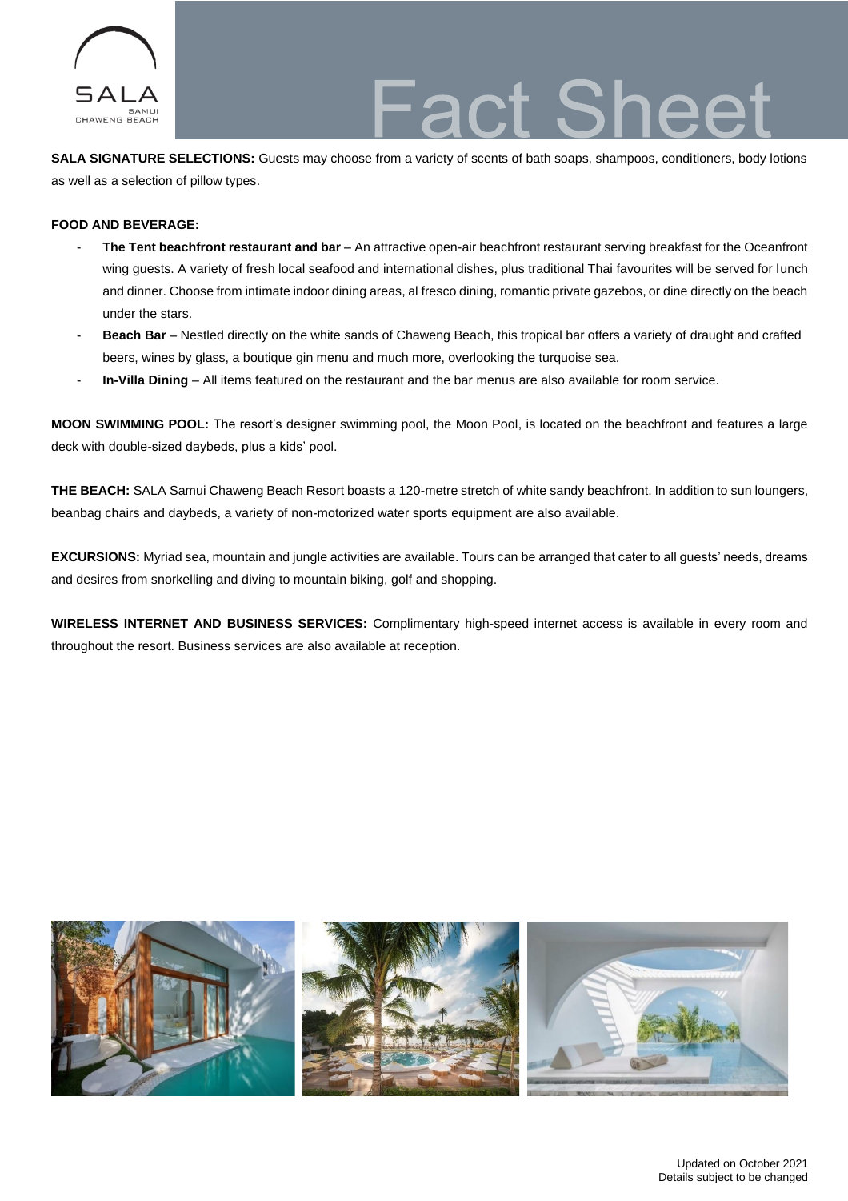**SALA SIGNATURE SELECTIONS:** Guests may choose from a variety of scents of bath soaps, shampoos, conditioners, body lotions as well as a selection of pillow types.

**FOOD AND BEVERAGE:**

- **The Tent beachfront restaurant and bar** – An attractive open-air beachfront restaurant serving breakfast for the Oceanfront wing guests. A variety of fresh local seafood and international dishes, plus traditional Thai favourites will be served for lunch and dinner. Choose from intimate indoor dining areas, al fresco dining, romantic private gazebos, or dine directly on the beach under the stars.
- **Beach Bar** – Nestled directly on the white sands of Chaweng Beach, this tropical bar offers a variety of draught and crafted beers, wines by glass, a boutique gin menu and much more, overlooking the turquoise sea.
- **In-Villa Dining** – All items featured on the restaurant and the bar menus are also available for room service.

**MOON SWIMMING POOL:** The resort's designer swimming pool, the Moon Pool, is located on the beachfront and features a large deck with double-sized daybeds, plus a kids' pool.

**THE BEACH:** SALA Samui Chaweng Beach Resort boasts a 120-metre stretch of white sandy beachfront. In addition to sun loungers, beanbag chairs and daybeds, a variety of non-motorized water sports equipment are also available.

**EXCURSIONS:** Myriad sea, mountain and jungle activities are available. Tours can be arranged that cater to all guests' needs, dreams and desires from snorkelling and diving to mountain biking, golf and shopping.

**WIRELESS INTERNET AND BUSINESS SERVICES:** Complimentary high-speed internet access is available in every room and throughout the resort. Business services are also available at reception.

Updated on October 2021
Details subject to be changed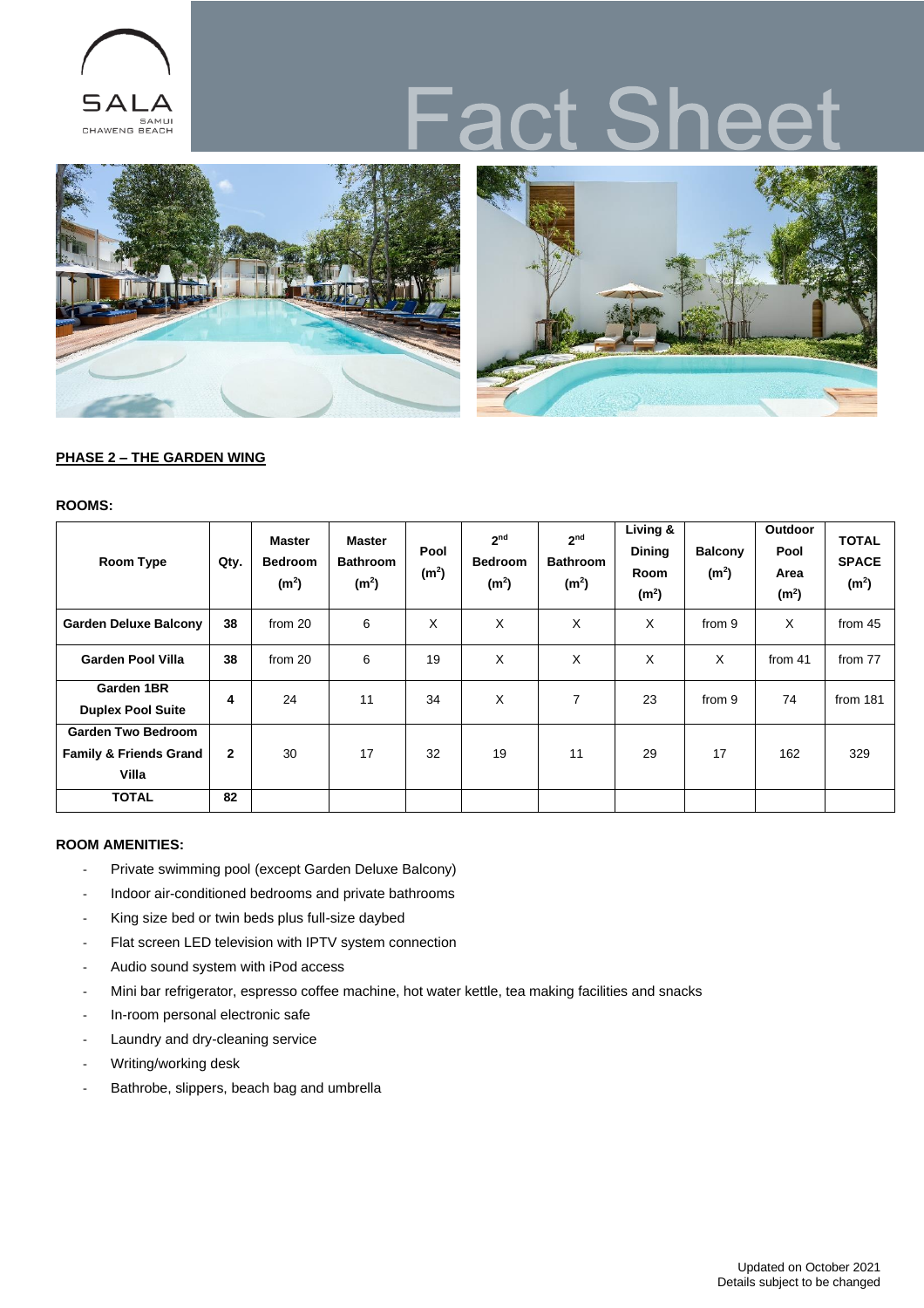# Fact Sheet

**PHASE 2 – THE GARDEN WING**

**ROOMS:**

| Room Type | Qty. | Master Bedroom ($m^2$) | Master Bathroom ($m^2$) | Pool ($m^2$) | 2nd Bedroom ($m^2$) | 2nd Bathroom ($m^2$) | Living & Dining Room ($m^2$) | Balcony ($m^2$) | Outdoor Pool Area ($m^2$) | TOTAL SPACE ($m^2$) |
|---|---|---|---|---|---|---|---|---|---|---|
| **Garden Deluxe Balcony** | **38** | from 20 | 6 | X | X | X | X | from 9 | X | from 45 |
| **Garden Pool Villa** | **38** | from 20 | 6 | 19 | X | X | X | X | from 41 | from 77 |
| **Garden 1BR Duplex Pool Suite** | **4** | 24 | 11 | 34 | X | 7 | 23 | from 9 | 74 | from 181 |
| **Garden Two Bedroom Family & Friends Grand Villa** | **2** | 30 | 17 | 32 | 19 | 11 | 29 | 17 | 162 | 329 |
| **TOTAL** | **82** | | | | | | | | | |

**ROOM AMENITIES:**

- Private swimming pool (except Garden Deluxe Balcony)
- Indoor air-conditioned bedrooms and private bathrooms
- King size bed or twin beds plus full-size daybed
- Flat screen LED television with IPTV system connection
- Audio sound system with iPod access
- Mini bar refrigerator, espresso coffee machine, hot water kettle, tea making facilities and snacks
- In-room personal electronic safe
- Laundry and dry-cleaning service
- Writing/working desk
- Bathrobe, slippers, beach bag and umbrella

Updated on October 2021
Details subject to be changed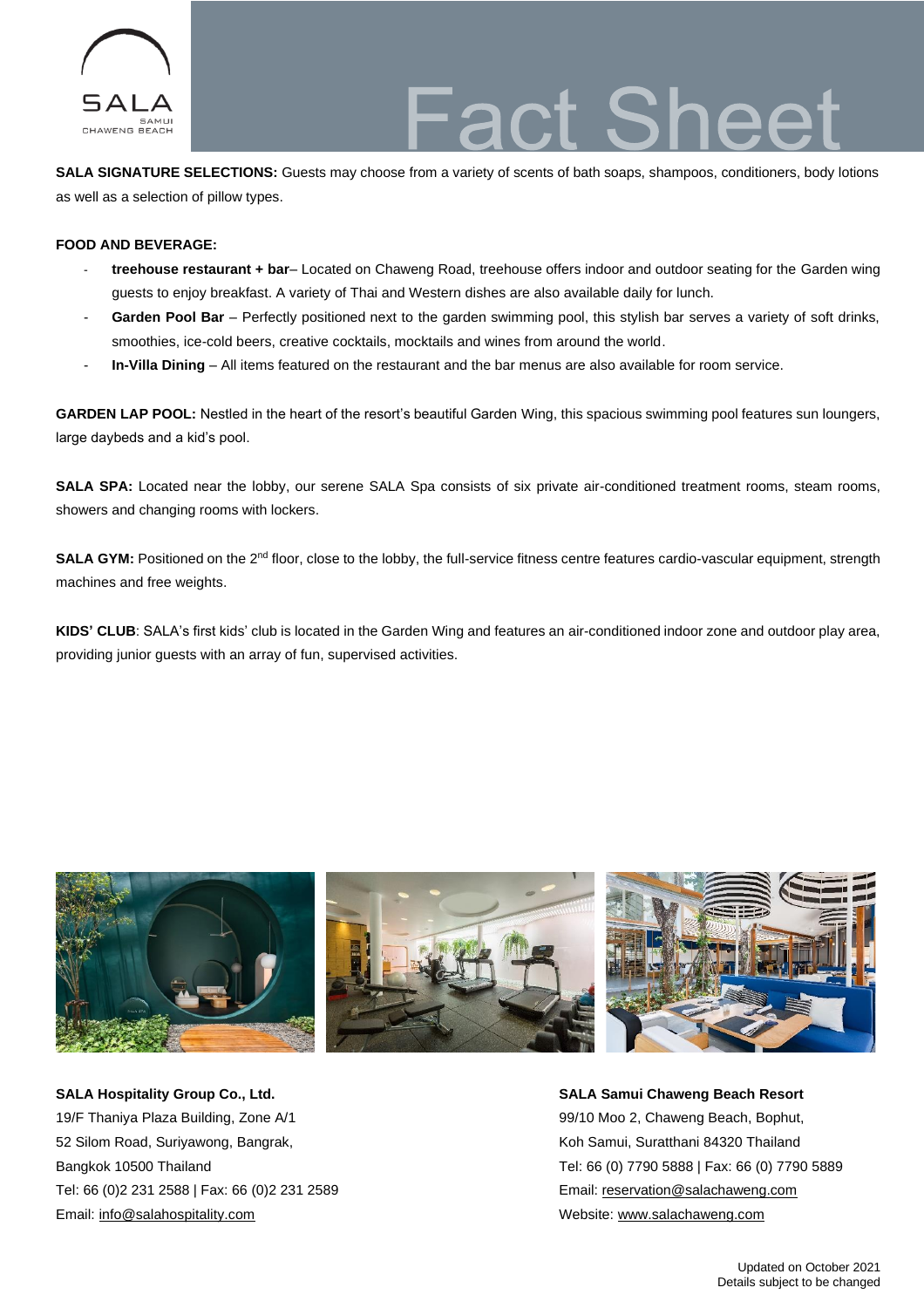SALA SAMUI CHAWENG BEACH

# Fact Sheet

**SALA SIGNATURE SELECTIONS:** Guests may choose from a variety of scents of bath soaps, shampoos, conditioners, body lotions as well as a selection of pillow types.

**FOOD AND BEVERAGE:**

- **treehouse restaurant + bar**– Located on Chaweng Road, treehouse offers indoor and outdoor seating for the Garden wing guests to enjoy breakfast. A variety of Thai and Western dishes are also available daily for lunch.
- **Garden Pool Bar** – Perfectly positioned next to the garden swimming pool, this stylish bar serves a variety of soft drinks, smoothies, ice-cold beers, creative cocktails, mocktails and wines from around the world.
- **In-Villa Dining** – All items featured on the restaurant and the bar menus are also available for room service.

**GARDEN LAP POOL:** Nestled in the heart of the resort's beautiful Garden Wing, this spacious swimming pool features sun loungers, large daybeds and a kid's pool.

**SALA SPA:** Located near the lobby, our serene SALA Spa consists of six private air-conditioned treatment rooms, steam rooms, showers and changing rooms with lockers.

**SALA GYM:** Positioned on the 2nd floor, close to the lobby, the full-service fitness centre features cardio-vascular equipment, strength machines and free weights.

**KIDS' CLUB**: SALA's first kids' club is located in the Garden Wing and features an air-conditioned indoor zone and outdoor play area, providing junior guests with an array of fun, supervised activities.

**SALA Hospitality Group Co., Ltd.**
19/F Thaniya Plaza Building, Zone A/1
52 Silom Road, Suriyawong, Bangrak,
Bangkok 10500 Thailand
Tel: 66 (0)2 231 2588 | Fax: 66 (0)2 231 2589
Email: info@salahospitality.com

**SALA Samui Chaweng Beach Resort**
99/10 Moo 2, Chaweng Beach, Bophut,
Koh Samui, Suratthani 84320 Thailand
Tel: 66 (0) 7790 5888 | Fax: 66 (0) 7790 5889
Email: reservation@salachaweng.com
Website: www.salachaweng.com

Updated on October 2021
Details subject to be changed